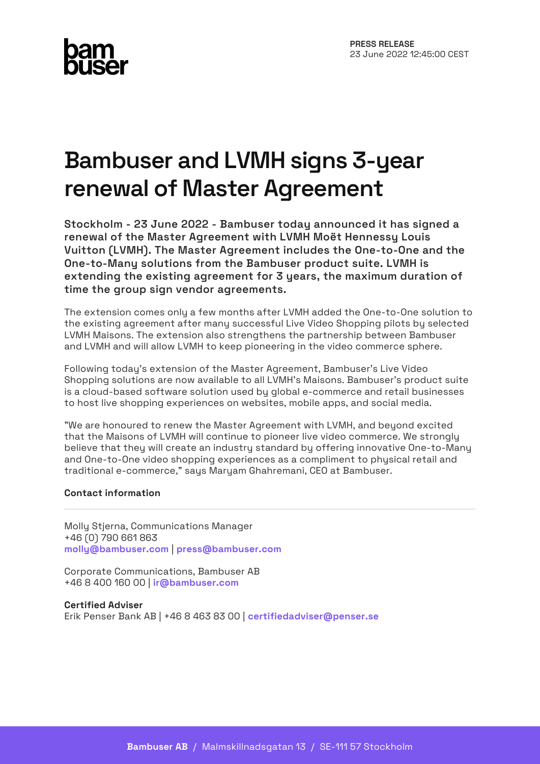**PRESS RELEASE**
23 June 2022 12:45:00 CEST

# Bambuser and LVMH signs 3-year renewal of Master Agreement

**Stockholm - 23 June 2022 - Bambuser today announced it has signed a renewal of the Master Agreement with LVMH Moët Hennessy Louis Vuitton (LVMH). The Master Agreement includes the One-to-One and the One-to-Many solutions from the Bambuser product suite. LVMH is extending the existing agreement for 3 years, the maximum duration of time the group sign vendor agreements.**

The extension comes only a few months after LVMH added the One-to-One solution to the existing agreement after many successful Live Video Shopping pilots by selected LVMH Maisons. The extension also strengthens the partnership between Bambuser and LVMH and will allow LVMH to keep pioneering in the video commerce sphere.

Following today's extension of the Master Agreement, Bambuser's Live Video Shopping solutions are now available to all LVMH's Maisons. Bambuser's product suite is a cloud-based software solution used by global e-commerce and retail businesses to host live shopping experiences on websites, mobile apps, and social media.

"We are honoured to renew the Master Agreement with LVMH, and beyond excited that the Maisons of LVMH will continue to pioneer live video commerce. We strongly believe that they will create an industry standard by offering innovative One-to-Many and One-to-One video shopping experiences as a compliment to physical retail and traditional e-commerce," says Maryam Ghahremani, CEO at Bambuser.

**Contact information**

---

Molly Stjerna, Communications Manager
+46 (0) 790 661 863
**molly@bambuser.com** | **press@bambuser.com**

Corporate Communications, Bambuser AB
+46 8 400 160 00 | **ir@bambuser.com**

**Certified Adviser**
Erik Penser Bank AB | +46 8 463 83 00 | **certifiedadviser@penser.se**

**Bambuser AB** / Malmskillnadsgatan 13 / SE-111 57 Stockholm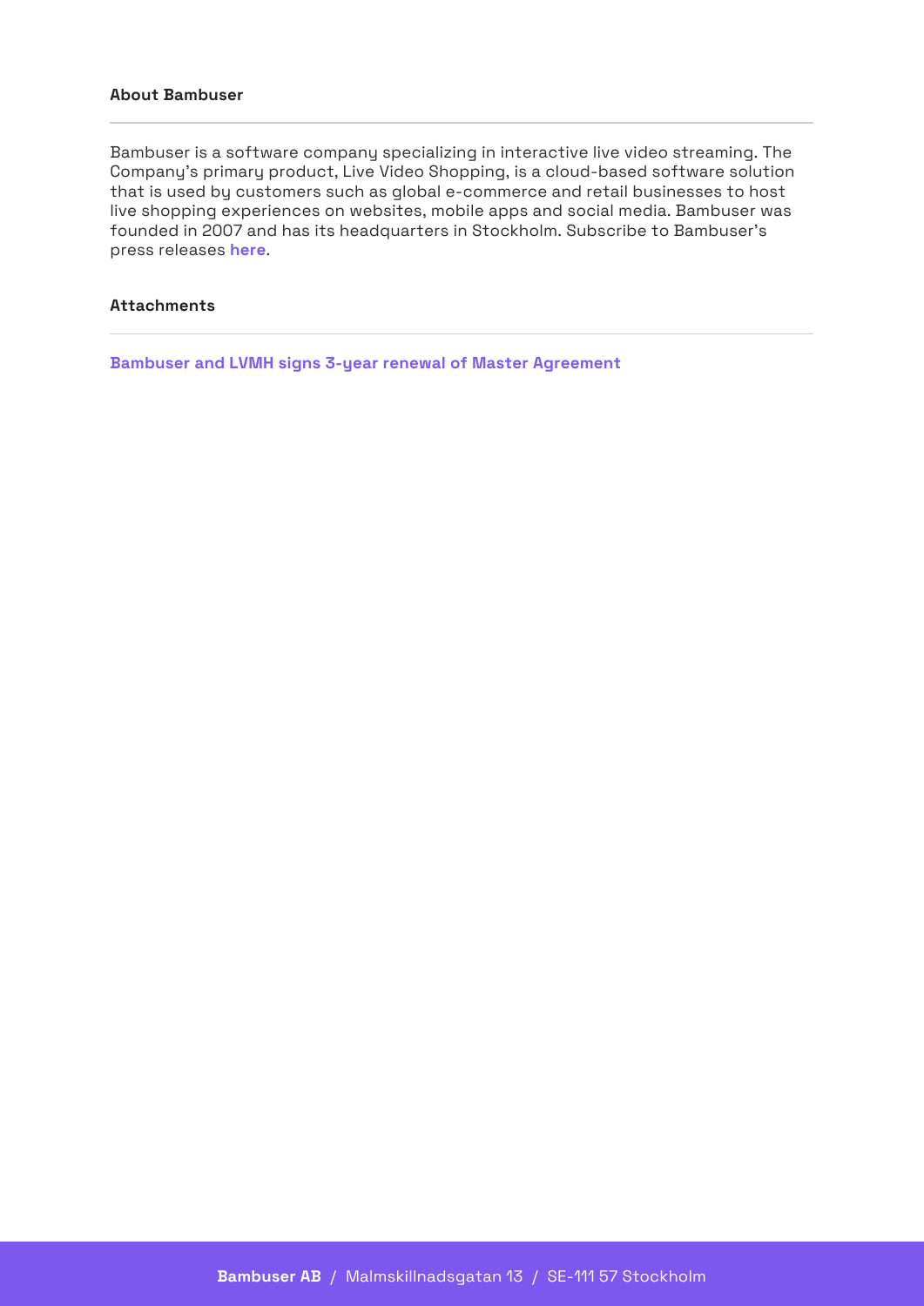### About Bambuser

Bambuser is a software company specializing in interactive live video streaming. The Company's primary product, Live Video Shopping, is a cloud-based software solution that is used by customers such as global e-commerce and retail businesses to host live shopping experiences on websites, mobile apps and social media. Bambuser was founded in 2007 and has its headquarters in Stockholm. Subscribe to Bambuser's press releases **here**.

### Attachments

**Bambuser and LVMH signs 3-year renewal of Master Agreement**